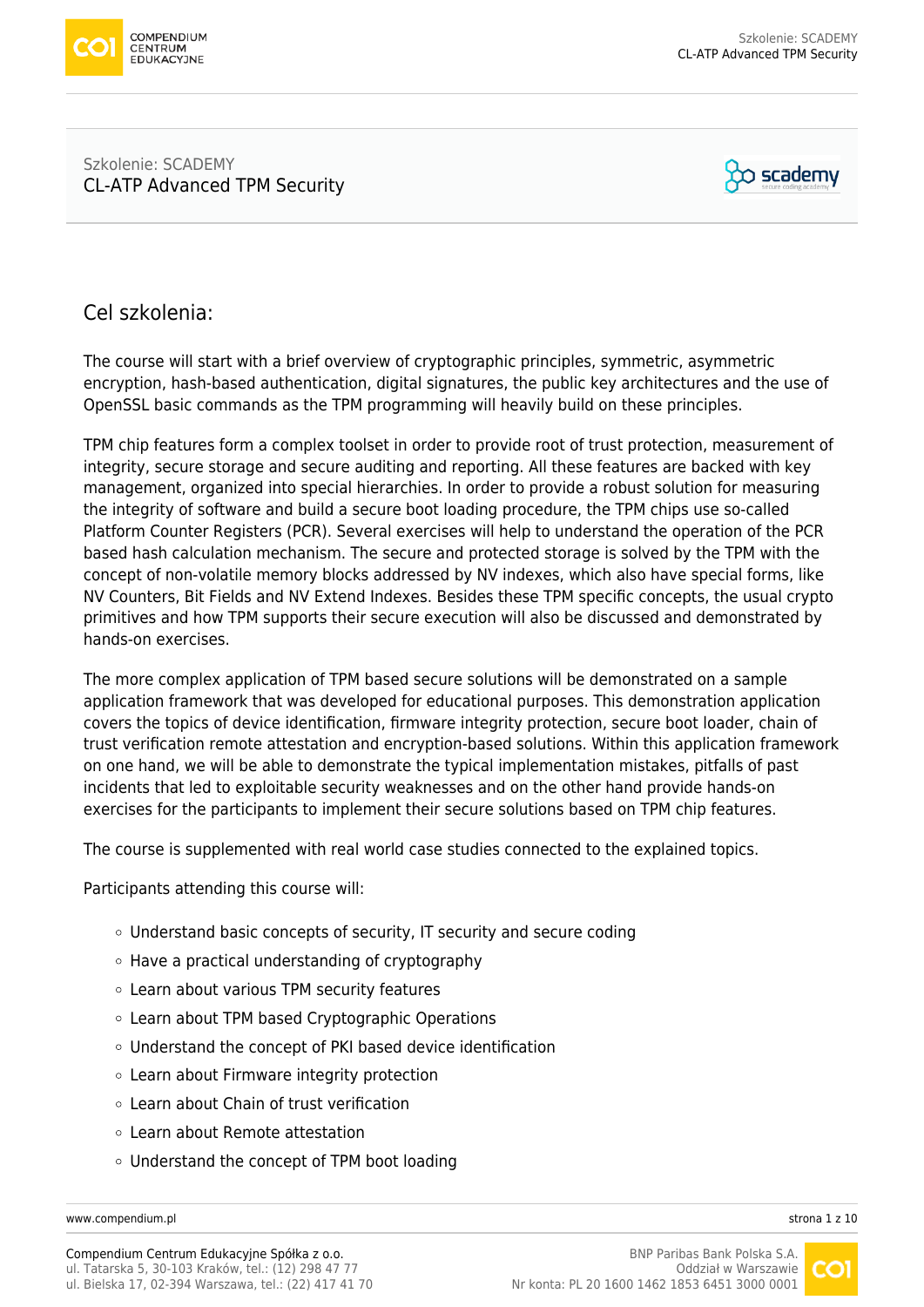Szkolenie: SCADEMY

# CL-ATP Advanced TPM Security

## Cel szkolenia:

The course will start with a brief overview of cryptographic principles, symmetric, asymmetric encryption, hash-based authentication, digital signatures, the public key architectures and the use of OpenSSL basic commands as the TPM programming will heavily build on these principles.

TPM chip features form a complex toolset in order to provide root of trust protection, measurement of integrity, secure storage and secure auditing and reporting. All these features are backed with key management, organized into special hierarchies. In order to provide a robust solution for measuring the integrity of software and build a secure boot loading procedure, the TPM chips use so-called Platform Counter Registers (PCR). Several exercises will help to understand the operation of the PCR based hash calculation mechanism. The secure and protected storage is solved by the TPM with the concept of non-volatile memory blocks addressed by NV indexes, which also have special forms, like NV Counters, Bit Fields and NV Extend Indexes. Besides these TPM specific concepts, the usual crypto primitives and how TPM supports their secure execution will also be discussed and demonstrated by hands-on exercises.

The more complex application of TPM based secure solutions will be demonstrated on a sample application framework that was developed for educational purposes. This demonstration application covers the topics of device identification, firmware integrity protection, secure boot loader, chain of trust verification remote attestation and encryption-based solutions. Within this application framework on one hand, we will be able to demonstrate the typical implementation mistakes, pitfalls of past incidents that led to exploitable security weaknesses and on the other hand provide hands-on exercises for the participants to implement their secure solutions based on TPM chip features.

The course is supplemented with real world case studies connected to the explained topics.

Participants attending this course will:

- Understand basic concepts of security, IT security and secure coding
- Have a practical understanding of cryptography
- Learn about various TPM security features
- Learn about TPM based Cryptographic Operations
- Understand the concept of PKI based device identification
- Learn about Firmware integrity protection
- Learn about Chain of trust verification
- Learn about Remote attestation
- Understand the concept of TPM boot loading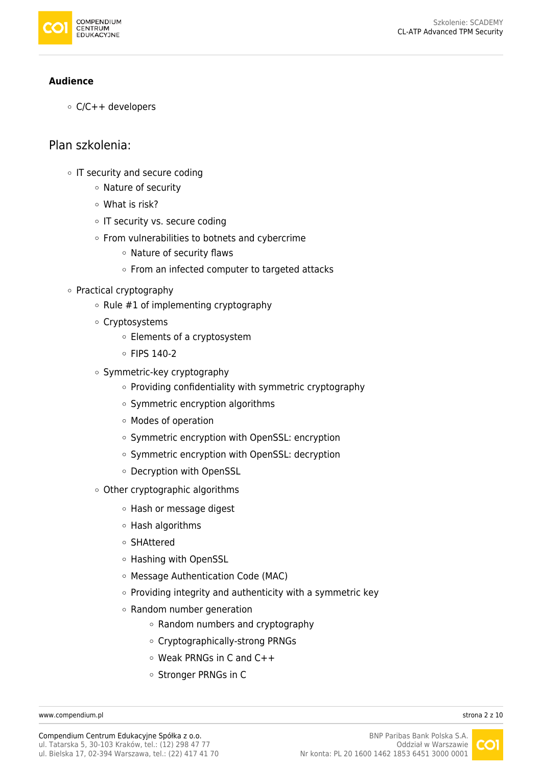**Audience**

- C/C++ developers

## Plan szkolenia:

- IT security and secure coding
    - Nature of security
    - What is risk?
    - IT security vs. secure coding
    - From vulnerabilities to botnets and cybercrime
        - Nature of security flaws
        - From an infected computer to targeted attacks
- Practical cryptography
    - Rule #1 of implementing cryptography
    - Cryptosystems
        - Elements of a cryptosystem
        - FIPS 140-2
    - Symmetric-key cryptography
        - Providing confidentiality with symmetric cryptography
        - Symmetric encryption algorithms
        - Modes of operation
        - Symmetric encryption with OpenSSL: encryption
        - Symmetric encryption with OpenSSL: decryption
        - Decryption with OpenSSL
    - Other cryptographic algorithms
        - Hash or message digest
        - Hash algorithms
        - SHAttered
        - Hashing with OpenSSL
        - Message Authentication Code (MAC)
        - Providing integrity and authenticity with a symmetric key
        - Random number generation
            - Random numbers and cryptography
            - Cryptographically-strong PRNGs
            - Weak PRNGs in C and C++
            - Stronger PRNGs in C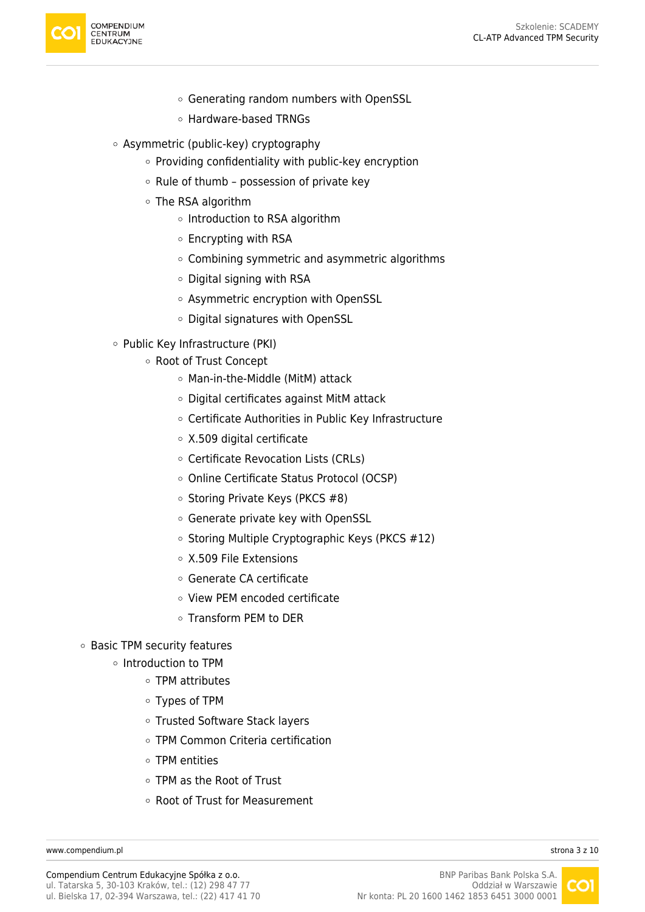- Generating random numbers with OpenSSL
        - Hardware-based TRNGs
    - Asymmetric (public-key) cryptography
        - Providing confidentiality with public-key encryption
        - Rule of thumb – possession of private key
        - The RSA algorithm
            - Introduction to RSA algorithm
            - Encrypting with RSA
            - Combining symmetric and asymmetric algorithms
            - Digital signing with RSA
            - Asymmetric encryption with OpenSSL
            - Digital signatures with OpenSSL
    - Public Key Infrastructure (PKI)
        - Root of Trust Concept
            - Man-in-the-Middle (MitM) attack
            - Digital certificates against MitM attack
            - Certificate Authorities in Public Key Infrastructure
            - X.509 digital certificate
            - Certificate Revocation Lists (CRLs)
            - Online Certificate Status Protocol (OCSP)
            - Storing Private Keys (PKCS #8)
            - Generate private key with OpenSSL
            - Storing Multiple Cryptographic Keys (PKCS #12)
            - X.509 File Extensions
            - Generate CA certificate
            - View PEM encoded certificate
            - Transform PEM to DER
- Basic TPM security features
    - Introduction to TPM
        - TPM attributes
        - Types of TPM
        - Trusted Software Stack layers
        - TPM Common Criteria certification
        - TPM entities
        - TPM as the Root of Trust
        - Root of Trust for Measurement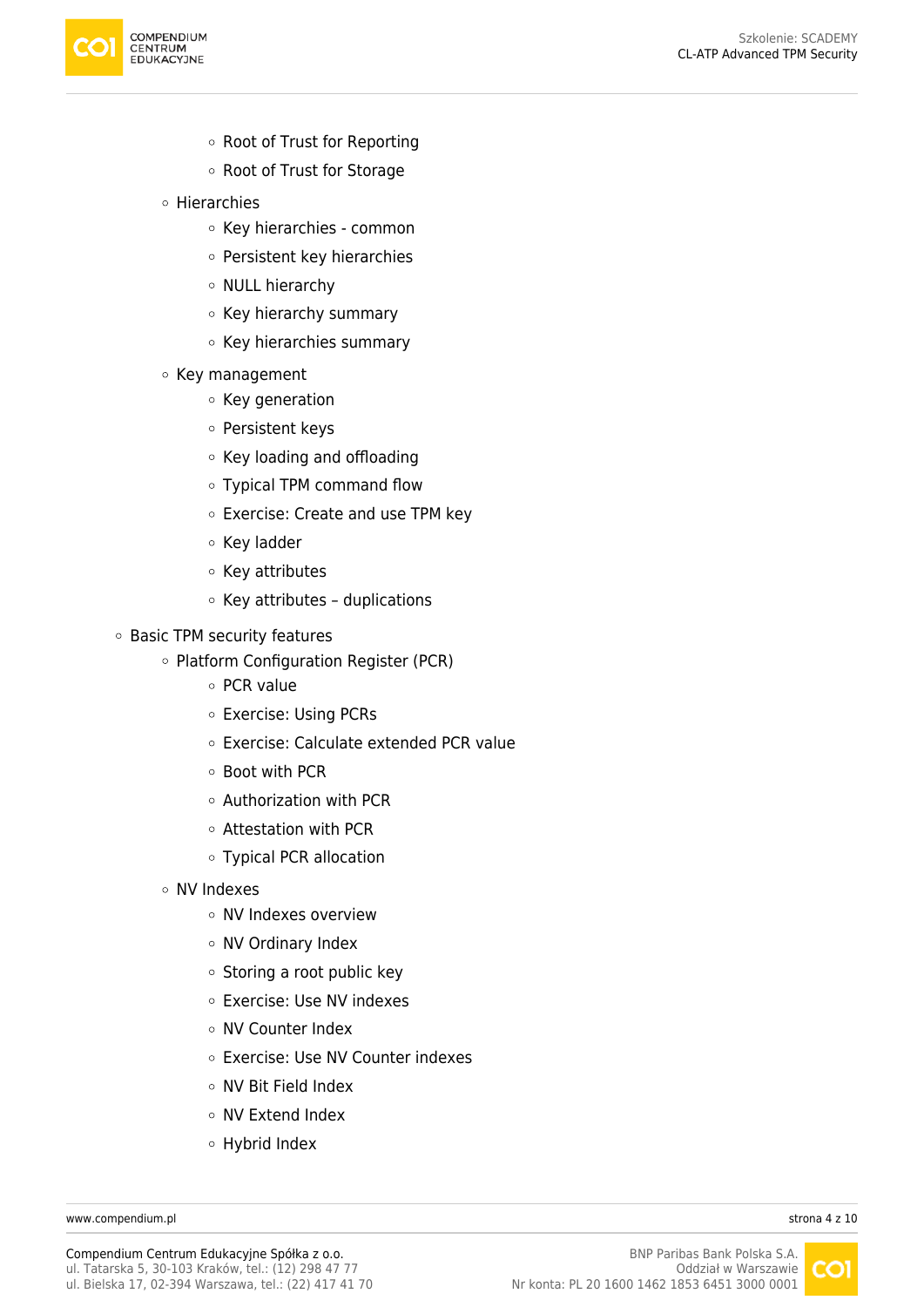- Root of Trust for Reporting
    - Root of Trust for Storage
  - Hierarchies
    - Key hierarchies - common
    - Persistent key hierarchies
    - NULL hierarchy
    - Key hierarchy summary
    - Key hierarchies summary
  - Key management
    - Key generation
    - Persistent keys
    - Key loading and offloading
    - Typical TPM command flow
    - Exercise: Create and use TPM key
    - Key ladder
    - Key attributes
    - Key attributes – duplications
- Basic TPM security features
  - Platform Configuration Register (PCR)
    - PCR value
    - Exercise: Using PCRs
    - Exercise: Calculate extended PCR value
    - Boot with PCR
    - Authorization with PCR
    - Attestation with PCR
    - Typical PCR allocation
  - NV Indexes
    - NV Indexes overview
    - NV Ordinary Index
    - Storing a root public key
    - Exercise: Use NV indexes
    - NV Counter Index
    - Exercise: Use NV Counter indexes
    - NV Bit Field Index
    - NV Extend Index
    - Hybrid Index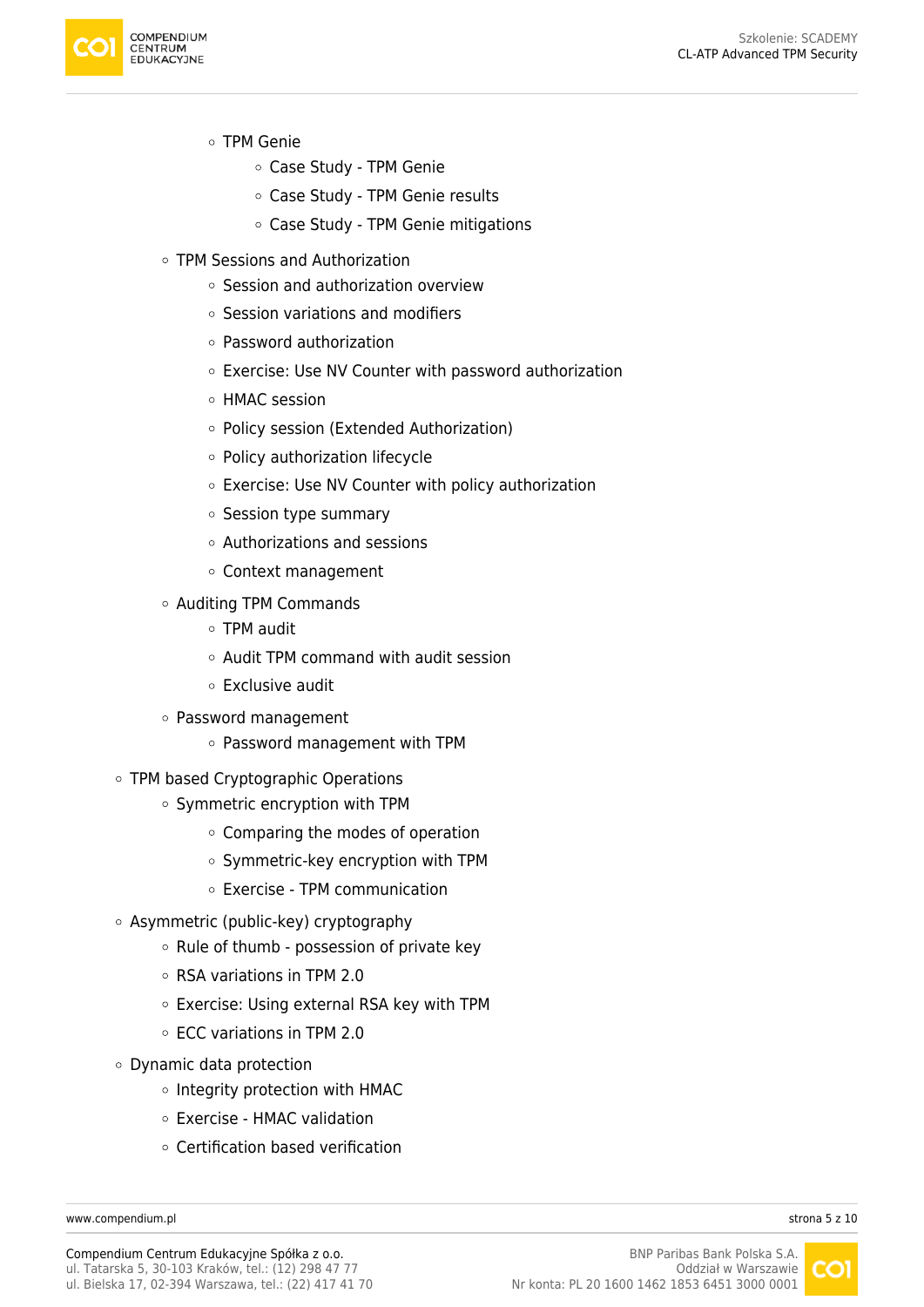- TPM Genie
    - Case Study - TPM Genie
    - Case Study - TPM Genie results
    - Case Study - TPM Genie mitigations
- TPM Sessions and Authorization
    - Session and authorization overview
    - Session variations and modifiers
    - Password authorization
    - Exercise: Use NV Counter with password authorization
    - HMAC session
    - Policy session (Extended Authorization)
    - Policy authorization lifecycle
    - Exercise: Use NV Counter with policy authorization
    - Session type summary
    - Authorizations and sessions
    - Context management
- Auditing TPM Commands
    - TPM audit
    - Audit TPM command with audit session
    - Exclusive audit
- Password management
    - Password management with TPM

- TPM based Cryptographic Operations
    - Symmetric encryption with TPM
        - Comparing the modes of operation
        - Symmetric-key encryption with TPM
        - Exercise - TPM communication
- Asymmetric (public-key) cryptography
    - Rule of thumb - possession of private key
    - RSA variations in TPM 2.0
    - Exercise: Using external RSA key with TPM
    - ECC variations in TPM 2.0
- Dynamic data protection
    - Integrity protection with HMAC
    - Exercise - HMAC validation
    - Certification based verification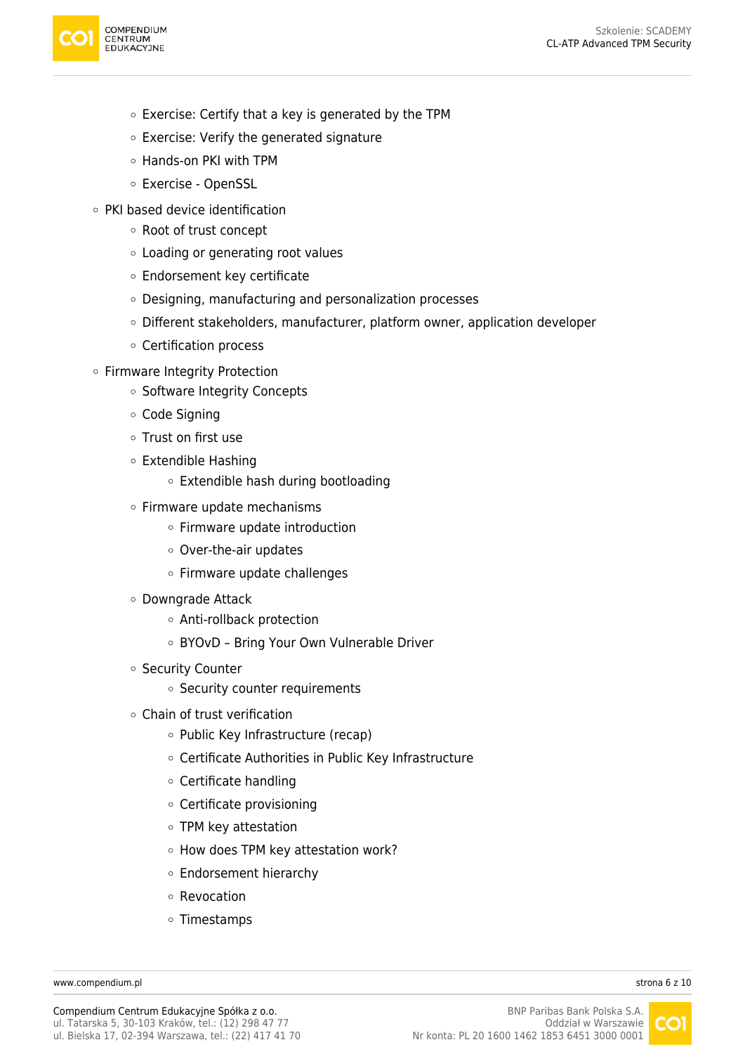- Exercise: Certify that a key is generated by the TPM
    - Exercise: Verify the generated signature
    - Hands-on PKI with TPM
    - Exercise - OpenSSL
- PKI based device identification
    - Root of trust concept
    - Loading or generating root values
    - Endorsement key certificate
    - Designing, manufacturing and personalization processes
    - Different stakeholders, manufacturer, platform owner, application developer
    - Certification process
- Firmware Integrity Protection
    - Software Integrity Concepts
    - Code Signing
    - Trust on first use
    - Extendible Hashing
        - Extendible hash during bootloading
    - Firmware update mechanisms
        - Firmware update introduction
        - Over-the-air updates
        - Firmware update challenges
    - Downgrade Attack
        - Anti-rollback protection
        - BYOvD – Bring Your Own Vulnerable Driver
    - Security Counter
        - Security counter requirements
    - Chain of trust verification
        - Public Key Infrastructure (recap)
        - Certificate Authorities in Public Key Infrastructure
        - Certificate handling
        - Certificate provisioning
        - TPM key attestation
        - How does TPM key attestation work?
        - Endorsement hierarchy
        - Revocation
        - Timestamps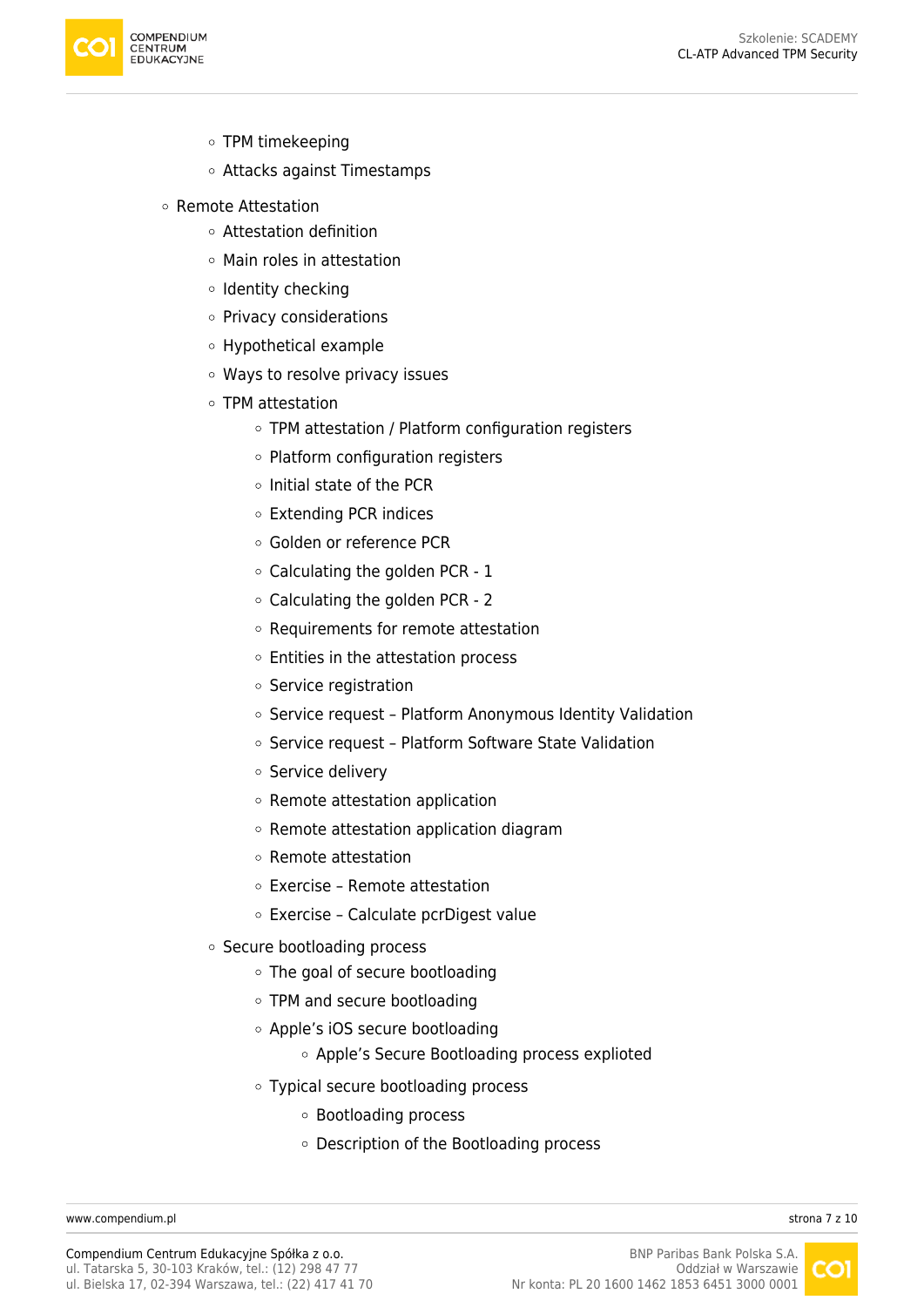- TPM timekeeping
        - Attacks against Timestamps
    - Remote Attestation
        - Attestation definition
        - Main roles in attestation
        - Identity checking
        - Privacy considerations
        - Hypothetical example
        - Ways to resolve privacy issues
        - TPM attestation
            - TPM attestation / Platform configuration registers
            - Platform configuration registers
            - Initial state of the PCR
            - Extending PCR indices
            - Golden or reference PCR
            - Calculating the golden PCR - 1
            - Calculating the golden PCR - 2
            - Requirements for remote attestation
            - Entities in the attestation process
            - Service registration
            - Service request – Platform Anonymous Identity Validation
            - Service request – Platform Software State Validation
            - Service delivery
            - Remote attestation application
            - Remote attestation application diagram
            - Remote attestation
            - Exercise – Remote attestation
            - Exercise – Calculate pcrDigest value
        - Secure bootloading process
            - The goal of secure bootloading
            - TPM and secure bootloading
            - Apple's iOS secure bootloading
                - Apple's Secure Bootloading process exploited
            - Typical secure bootloading process
                - Bootloading process
                - Description of the Bootloading process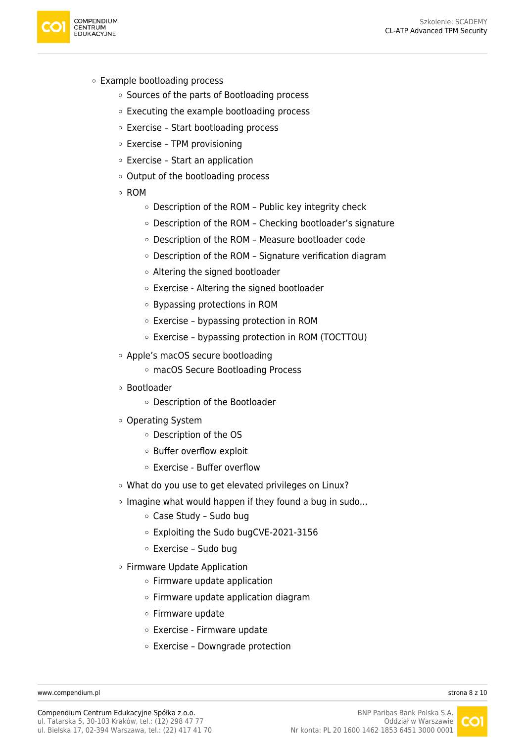- Example bootloading process
  - Sources of the parts of Bootloading process
  - Executing the example bootloading process
  - Exercise – Start bootloading process
  - Exercise – TPM provisioning
  - Exercise – Start an application
  - Output of the bootloading process
  - ROM
    - Description of the ROM – Public key integrity check
    - Description of the ROM – Checking bootloader's signature
    - Description of the ROM – Measure bootloader code
    - Description of the ROM – Signature verification diagram
    - Altering the signed bootloader
    - Exercise - Altering the signed bootloader
    - Bypassing protections in ROM
    - Exercise – bypassing protection in ROM
    - Exercise – bypassing protection in ROM (TOCTTOU)
  - Apple's macOS secure bootloading
    - macOS Secure Bootloading Process
  - Bootloader
    - Description of the Bootloader
  - Operating System
    - Description of the OS
    - Buffer overflow exploit
    - Exercise - Buffer overflow
  - What do you use to get elevated privileges on Linux?
  - Imagine what would happen if they found a bug in sudo...
    - Case Study – Sudo bug
    - Exploiting the Sudo bugCVE-2021-3156
    - Exercise – Sudo bug
  - Firmware Update Application
    - Firmware update application
    - Firmware update application diagram
    - Firmware update
    - Exercise - Firmware update
    - Exercise – Downgrade protection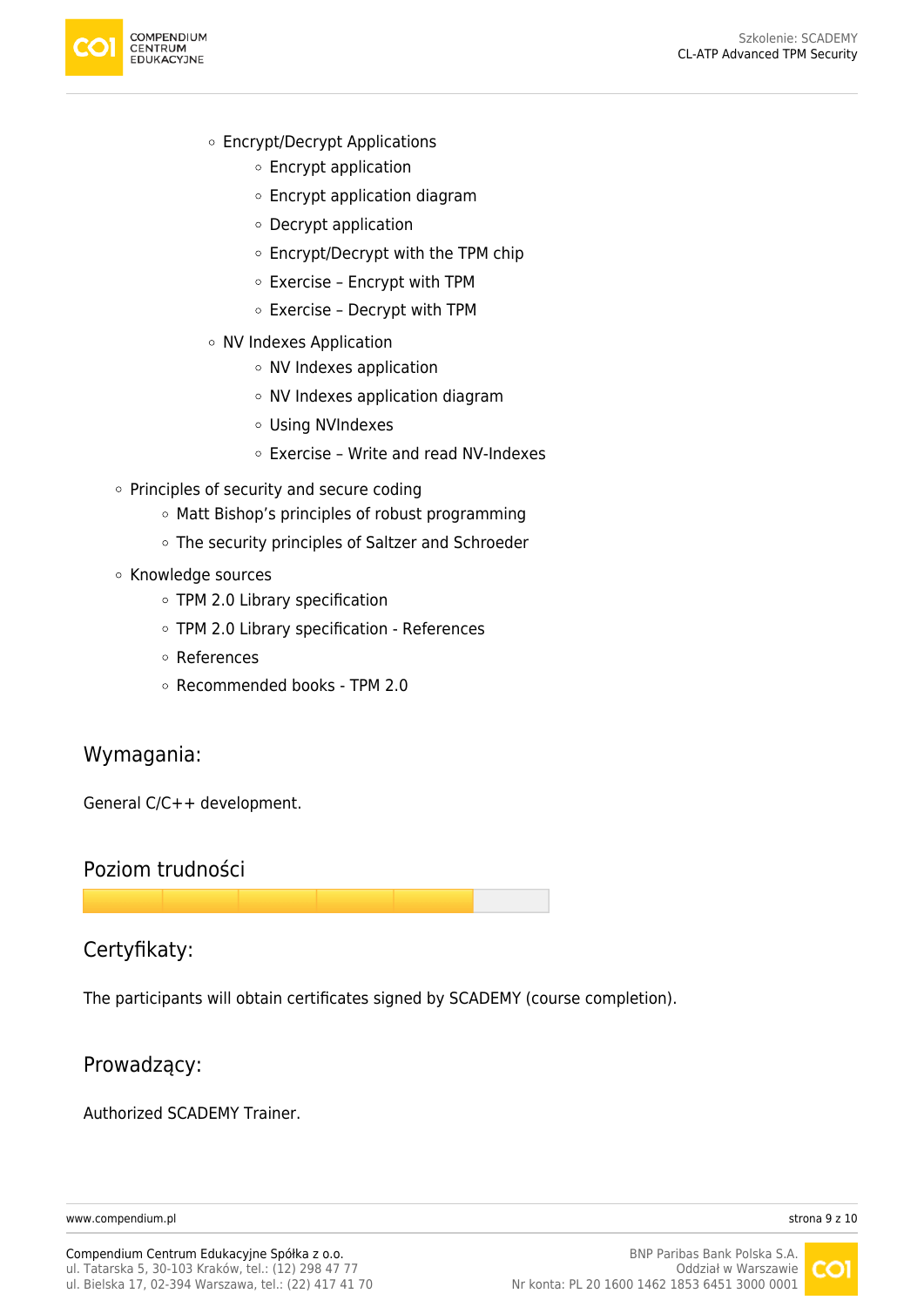- Encrypt/Decrypt Applications
    - Encrypt application
    - Encrypt application diagram
    - Decrypt application
    - Encrypt/Decrypt with the TPM chip
    - Exercise – Encrypt with TPM
    - Exercise – Decrypt with TPM
- NV Indexes Application
    - NV Indexes application
    - NV Indexes application diagram
    - Using NVIndexes
    - Exercise – Write and read NV-Indexes

- Principles of security and secure coding
    - Matt Bishop's principles of robust programming
    - The security principles of Saltzer and Schroeder
- Knowledge sources
    - TPM 2.0 Library specification
    - TPM 2.0 Library specification - References
    - References
    - Recommended books - TPM 2.0

## Wymagania:

General C/C++ development.

## Poziom trudności

## Certyfikaty:

The participants will obtain certificates signed by SCADEMY (course completion).

## Prowadzący:

Authorized SCADEMY Trainer.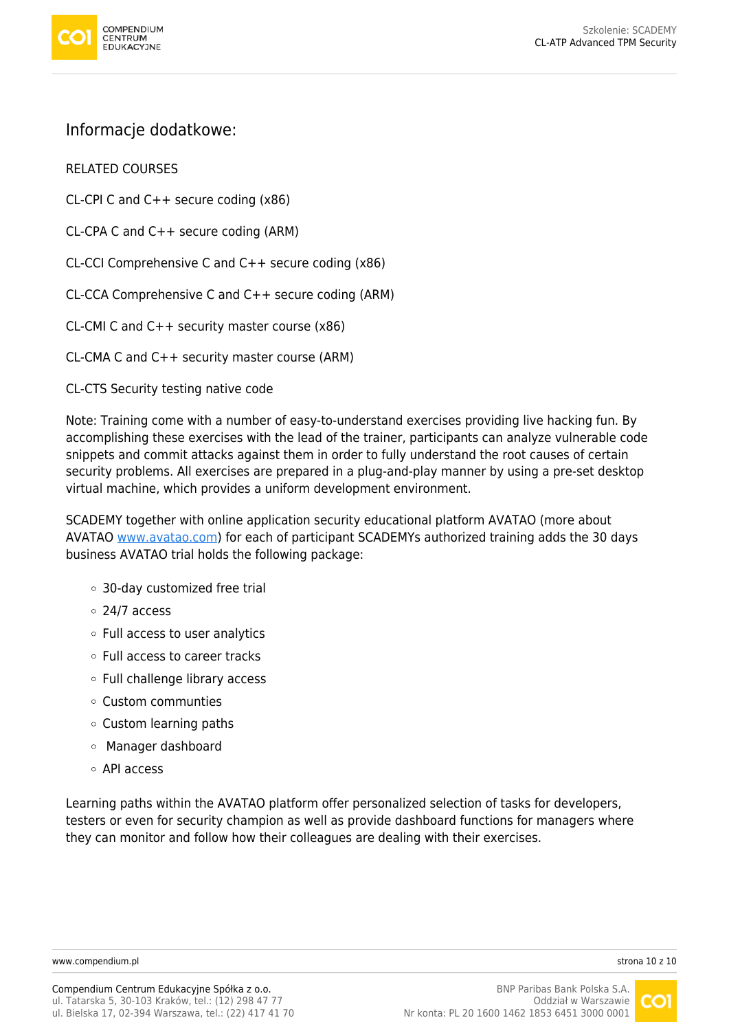## Informacje dodatkowe:

RELATED COURSES

CL-CPI C and C++ secure coding (x86)

CL-CPA C and C++ secure coding (ARM)

CL-CCI Comprehensive C and C++ secure coding (x86)

CL-CCA Comprehensive C and C++ secure coding (ARM)

CL-CMI C and C++ security master course (x86)

CL-CMA C and C++ security master course (ARM)

CL-CTS Security testing native code

Note: Training come with a number of easy-to-understand exercises providing live hacking fun. By accomplishing these exercises with the lead of the trainer, participants can analyze vulnerable code snippets and commit attacks against them in order to fully understand the root causes of certain security problems. All exercises are prepared in a plug-and-play manner by using a pre-set desktop virtual machine, which provides a uniform development environment.

SCADEMY together with online application security educational platform AVATAO (more about AVATAO [www.avatao.com](http://www.avatao.com)) for each of participant SCADEMYs authorized training adds the 30 days business AVATAO trial holds the following package:

- 30-day customized free trial
- 24/7 access
- Full access to user analytics
- Full access to career tracks
- Full challenge library access
- Custom communties
- Custom learning paths
- Manager dashboard
- API access

Learning paths within the AVATAO platform offer personalized selection of tasks for developers, testers or even for security champion as well as provide dashboard functions for managers where they can monitor and follow how their colleagues are dealing with their exercises.